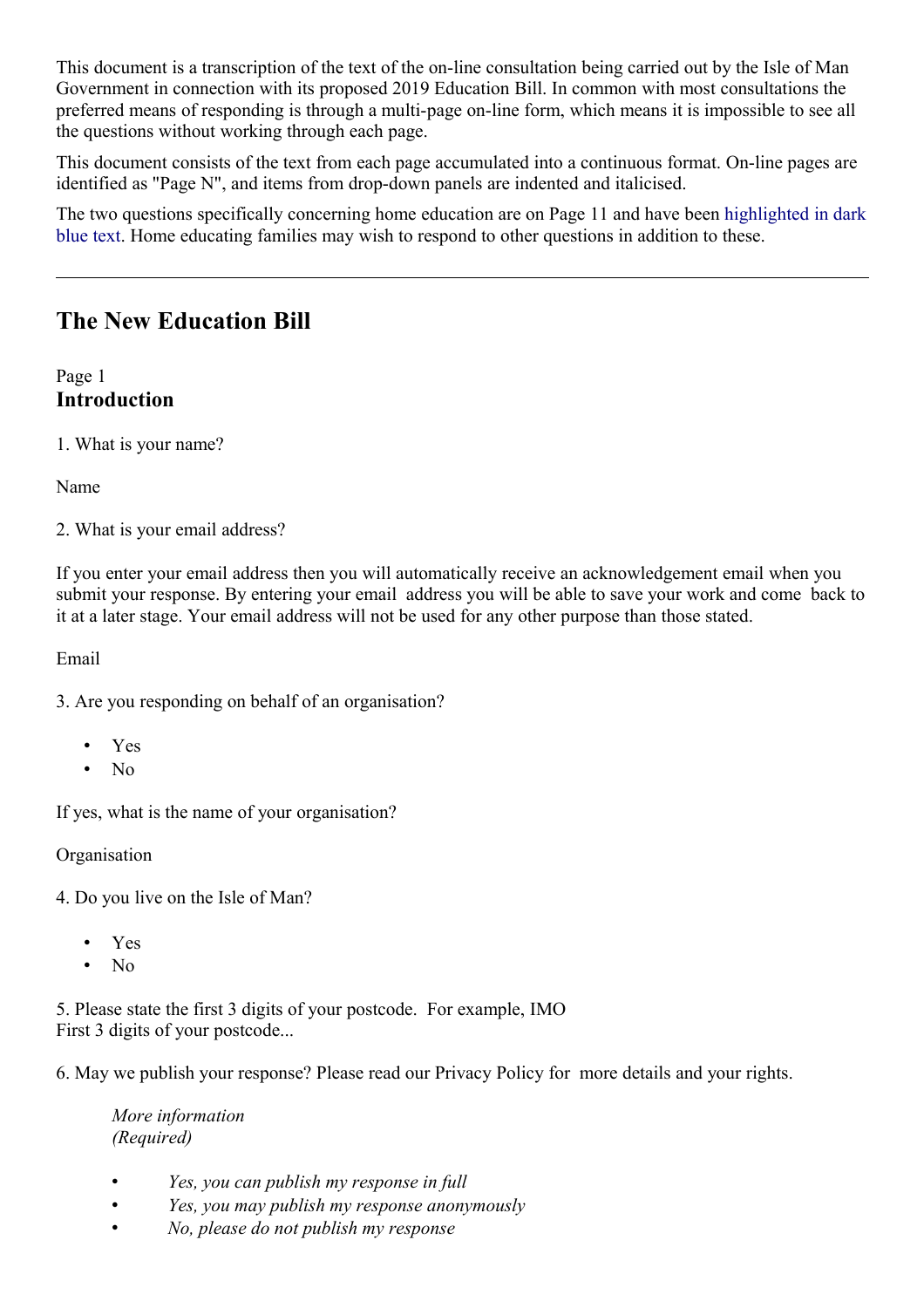This document is a transcription of the text of the on-line consultation being carried out by the Isle of Man Government in connection with its proposed 2019 Education Bill. In common with most consultations the preferred means of responding is through a multi-page on-line form, which means it is impossible to see all the questions without working through each page.

This document consists of the text from each page accumulated into a continuous format. On-line pages are identified as "Page N", and items from drop-down panels are indented and italicised.

The two questions specifically concerning home education are on Page 11 and have been highlighted in dark blue text. Home educating families may wish to respond to other questions in addition to these.

---

# The New Education Bill

Page 1

## Introduction

1. What is your name?

Name

2. What is your email address?

If you enter your email address then you will automatically receive an acknowledgement email when you submit your response. By entering your email address you will be able to save your work and come back to it at a later stage. Your email address will not be used for any other purpose than those stated.

Email

3. Are you responding on behalf of an organisation?

- Yes
- No

If yes, what is the name of your organisation?

Organisation

4. Do you live on the Isle of Man?

- Yes
- No

5. Please state the first 3 digits of your postcode. For example, IMO
First 3 digits of your postcode...

6. May we publish your response? Please read our Privacy Policy for more details and your rights.

> *More information*
> *(Required)*
>
> - *Yes, you can publish my response in full*
> - *Yes, you may publish my response anonymously*
> - *No, please do not publish my response*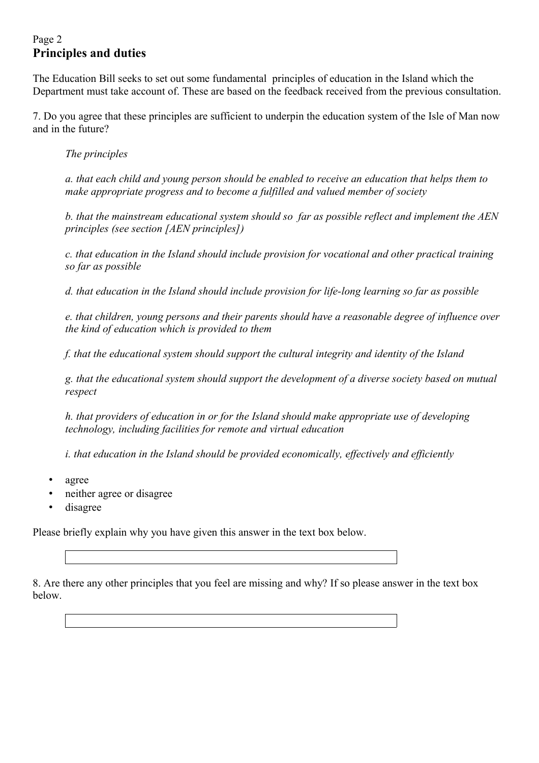Page 2

## Principles and duties

The Education Bill seeks to set out some fundamental principles of education in the Island which the Department must take account of. These are based on the feedback received from the previous consultation.

7. Do you agree that these principles are sufficient to underpin the education system of the Isle of Man now and in the future?

*The principles*

*a. that each child and young person should be enabled to receive an education that helps them to make appropriate progress and to become a fulfilled and valued member of society*

*b. that the mainstream educational system should so far as possible reflect and implement the AEN principles (see section [AEN principles])*

*c. that education in the Island should include provision for vocational and other practical training so far as possible*

*d. that education in the Island should include provision for life-long learning so far as possible*

*e. that children, young persons and their parents should have a reasonable degree of influence over the kind of education which is provided to them*

*f. that the educational system should support the cultural integrity and identity of the Island*

*g. that the educational system should support the development of a diverse society based on mutual respect*

*h. that providers of education in or for the Island should make appropriate use of developing technology, including facilities for remote and virtual education*

*i. that education in the Island should be provided economically, effectively and efficiently*

- agree
- neither agree or disagree
- disagree

Please briefly explain why you have given this answer in the text box below.

8. Are there any other principles that you feel are missing and why? If so please answer in the text box below.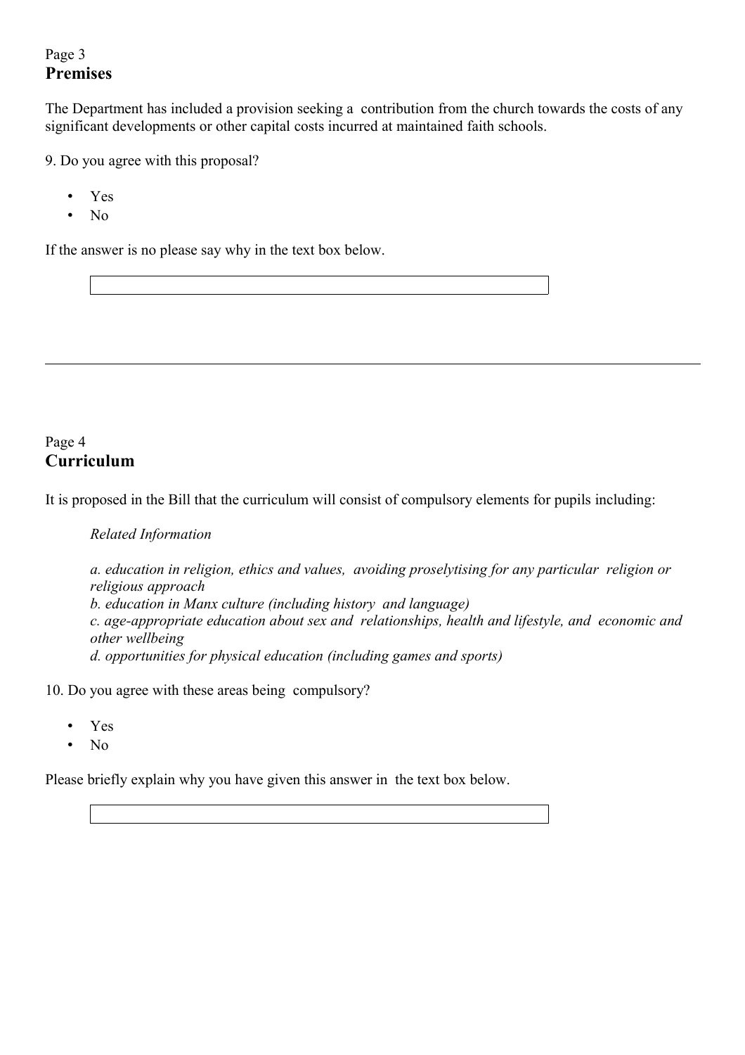Page 3

## Premises

The Department has included a provision seeking a contribution from the church towards the costs of any significant developments or other capital costs incurred at maintained faith schools.

9. Do you agree with this proposal?

- Yes
- No

If the answer is no please say why in the text box below.

---

Page 4

## Curriculum

It is proposed in the Bill that the curriculum will consist of compulsory elements for pupils including:

*Related Information*

*a. education in religion, ethics and values, avoiding proselytising for any particular religion or religious approach*
*b. education in Manx culture (including history and language)*
*c. age-appropriate education about sex and relationships, health and lifestyle, and economic and other wellbeing*
*d. opportunities for physical education (including games and sports)*

10. Do you agree with these areas being compulsory?

- Yes
- No

Please briefly explain why you have given this answer in the text box below.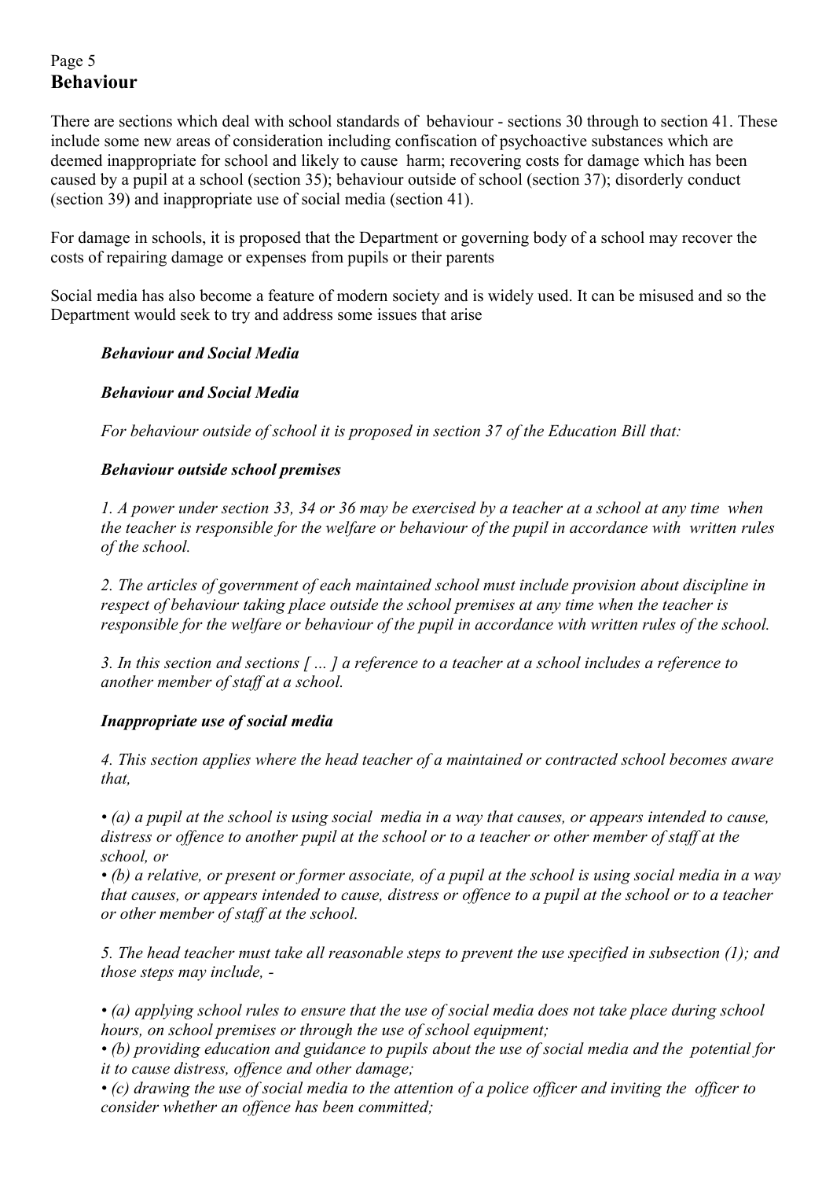Page 5

## Behaviour

There are sections which deal with school standards of behaviour - sections 30 through to section 41. These include some new areas of consideration including confiscation of psychoactive substances which are deemed inappropriate for school and likely to cause harm; recovering costs for damage which has been caused by a pupil at a school (section 35); behaviour outside of school (section 37); disorderly conduct (section 39) and inappropriate use of social media (section 41).

For damage in schools, it is proposed that the Department or governing body of a school may recover the costs of repairing damage or expenses from pupils or their parents

Social media has also become a feature of modern society and is widely used. It can be misused and so the Department would seek to try and address some issues that arise

> ***Behaviour and Social Media***
>
> ***Behaviour and Social Media***
>
> *For behaviour outside of school it is proposed in section 37 of the Education Bill that:*
>
> ***Behaviour outside school premises***
>
> *1. A power under section 33, 34 or 36 may be exercised by a teacher at a school at any time when the teacher is responsible for the welfare or behaviour of the pupil in accordance with written rules of the school.*
>
> *2. The articles of government of each maintained school must include provision about discipline in respect of behaviour taking place outside the school premises at any time when the teacher is responsible for the welfare or behaviour of the pupil in accordance with written rules of the school.*
>
> *3. In this section and sections [ ... ] a reference to a teacher at a school includes a reference to another member of staff at a school.*
>
> ***Inappropriate use of social media***
>
> *4. This section applies where the head teacher of a maintained or contracted school becomes aware that,*
>
> *• (a) a pupil at the school is using social media in a way that causes, or appears intended to cause, distress or offence to another pupil at the school or to a teacher or other member of staff at the school, or*
> *• (b) a relative, or present or former associate, of a pupil at the school is using social media in a way that causes, or appears intended to cause, distress or offence to a pupil at the school or to a teacher or other member of staff at the school.*
>
> *5. The head teacher must take all reasonable steps to prevent the use specified in subsection (1); and those steps may include, -*
>
> *• (a) applying school rules to ensure that the use of social media does not take place during school hours, on school premises or through the use of school equipment;*
> *• (b) providing education and guidance to pupils about the use of social media and the potential for it to cause distress, offence and other damage;*
> *• (c) drawing the use of social media to the attention of a police officer and inviting the officer to consider whether an offence has been committed;*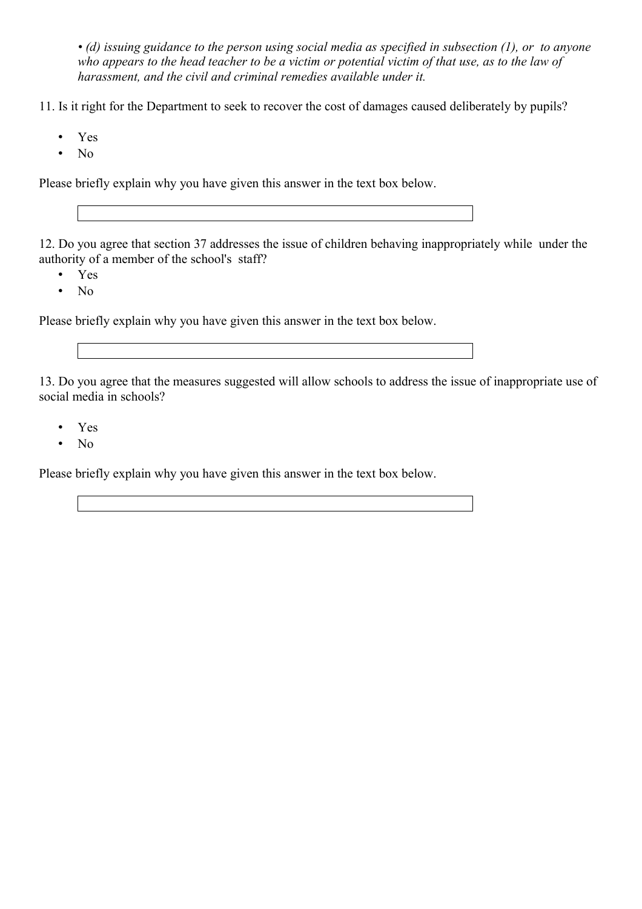- *(d) issuing guidance to the person using social media as specified in subsection (1), or to anyone who appears to the head teacher to be a victim or potential victim of that use, as to the law of harassment, and the civil and criminal remedies available under it.*

11. Is it right for the Department to seek to recover the cost of damages caused deliberately by pupils?

- Yes
- No

Please briefly explain why you have given this answer in the text box below.

12. Do you agree that section 37 addresses the issue of children behaving inappropriately while under the authority of a member of the school's staff?

- Yes
- No

Please briefly explain why you have given this answer in the text box below.

13. Do you agree that the measures suggested will allow schools to address the issue of inappropriate use of social media in schools?

- Yes
- No

Please briefly explain why you have given this answer in the text box below.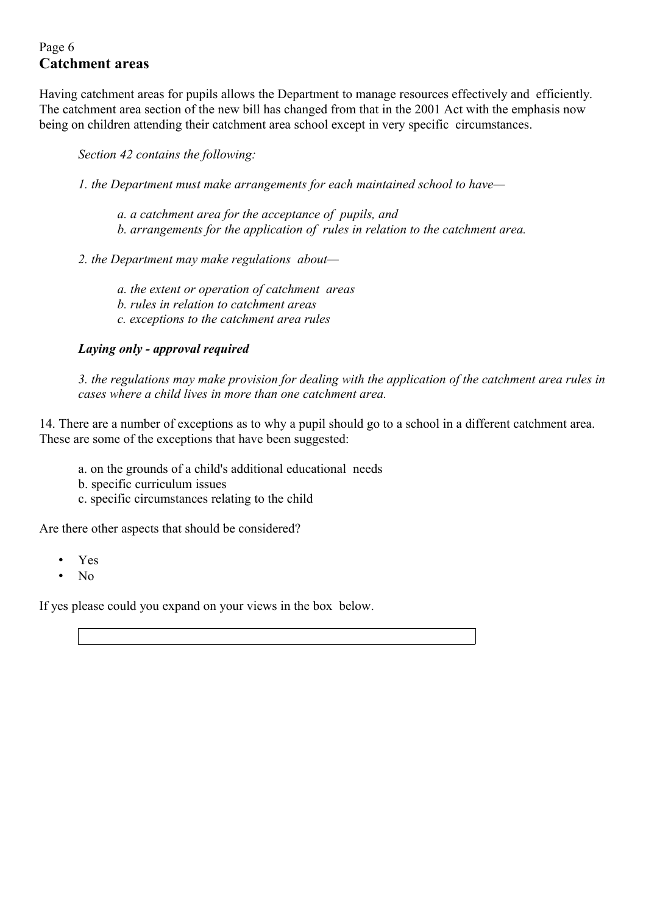Page 6

## Catchment areas

Having catchment areas for pupils allows the Department to manage resources effectively and efficiently. The catchment area section of the new bill has changed from that in the 2001 Act with the emphasis now being on children attending their catchment area school except in very specific circumstances.

> *Section 42 contains the following:*
>
> *1. the Department must make arrangements for each maintained school to have—*
>
> > *a. a catchment area for the acceptance of pupils, and*
> > *b. arrangements for the application of rules in relation to the catchment area.*
>
> *2. the Department may make regulations about—*
>
> > *a. the extent or operation of catchment areas*
> > *b. rules in relation to catchment areas*
> > *c. exceptions to the catchment area rules*
>
> ***Laying only - approval required***
>
> *3. the regulations may make provision for dealing with the application of the catchment area rules in cases where a child lives in more than one catchment area.*

14. There are a number of exceptions as to why a pupil should go to a school in a different catchment area. These are some of the exceptions that have been suggested:

> a. on the grounds of a child's additional educational needs
> b. specific curriculum issues
> c. specific circumstances relating to the child

Are there other aspects that should be considered?

- Yes
- No

If yes please could you expand on your views in the box below.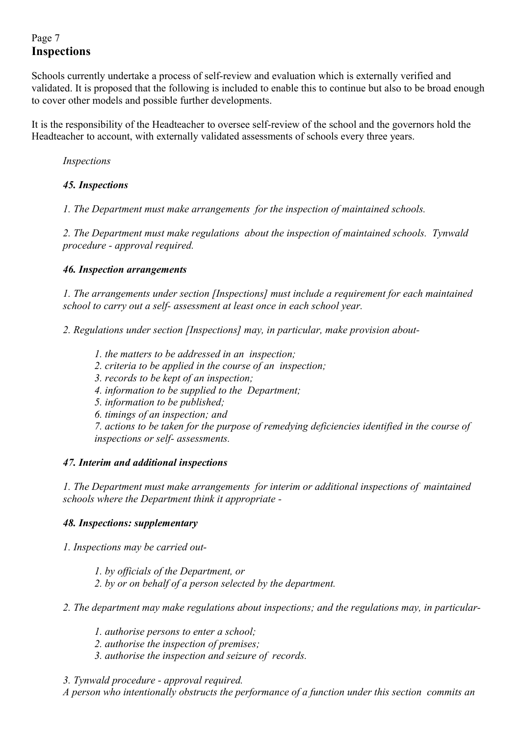Page 7

## Inspections

Schools currently undertake a process of self-review and evaluation which is externally verified and validated. It is proposed that the following is included to enable this to continue but also to be broad enough to cover other models and possible further developments.

It is the responsibility of the Headteacher to oversee self-review of the school and the governors hold the Headteacher to account, with externally validated assessments of schools every three years.

*Inspections*

***45. Inspections***

*1. The Department must make arrangements for the inspection of maintained schools.*

*2. The Department must make regulations about the inspection of maintained schools. Tynwald procedure - approval required.*

***46. Inspection arrangements***

*1. The arrangements under section [Inspections] must include a requirement for each maintained school to carry out a self- assessment at least once in each school year.*

*2. Regulations under section [Inspections] may, in particular, make provision about-*

> *1. the matters to be addressed in an inspection;*
> *2. criteria to be applied in the course of an inspection;*
> *3. records to be kept of an inspection;*
> *4. information to be supplied to the Department;*
> *5. information to be published;*
> *6. timings of an inspection; and*
> *7. actions to be taken for the purpose of remedying deficiencies identified in the course of inspections or self- assessments.*

***47. Interim and additional inspections***

*1. The Department must make arrangements for interim or additional inspections of maintained schools where the Department think it appropriate -*

***48. Inspections: supplementary***

*1. Inspections may be carried out-*

> *1. by officials of the Department, or*
> *2. by or on behalf of a person selected by the department.*

*2. The department may make regulations about inspections; and the regulations may, in particular-*

> *1. authorise persons to enter a school;*
> *2. authorise the inspection of premises;*
> *3. authorise the inspection and seizure of records.*

*3. Tynwald procedure - approval required.*
*A person who intentionally obstructs the performance of a function under this section commits an*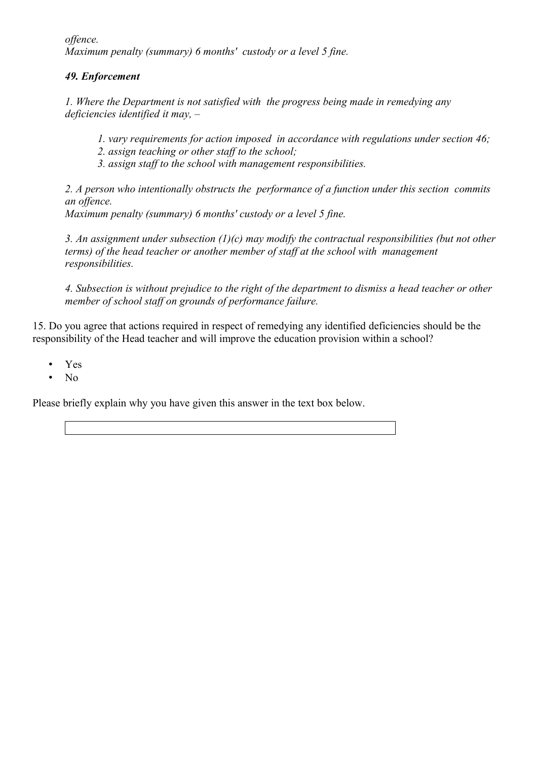*offence.*
*Maximum penalty (summary) 6 months' custody or a level 5 fine.*

***49. Enforcement***

*1. Where the Department is not satisfied with the progress being made in remedying any deficiencies identified it may, –*

> *1. vary requirements for action imposed in accordance with regulations under section 46;*
> *2. assign teaching or other staff to the school;*
> *3. assign staff to the school with management responsibilities.*

*2. A person who intentionally obstructs the performance of a function under this section commits an offence.*
*Maximum penalty (summary) 6 months' custody or a level 5 fine.*

*3. An assignment under subsection (1)(c) may modify the contractual responsibilities (but not other terms) of the head teacher or another member of staff at the school with management responsibilities.*

*4. Subsection is without prejudice to the right of the department to dismiss a head teacher or other member of school staff on grounds of performance failure.*

15. Do you agree that actions required in respect of remedying any identified deficiencies should be the responsibility of the Head teacher and will improve the education provision within a school?

- Yes
- No

Please briefly explain why you have given this answer in the text box below.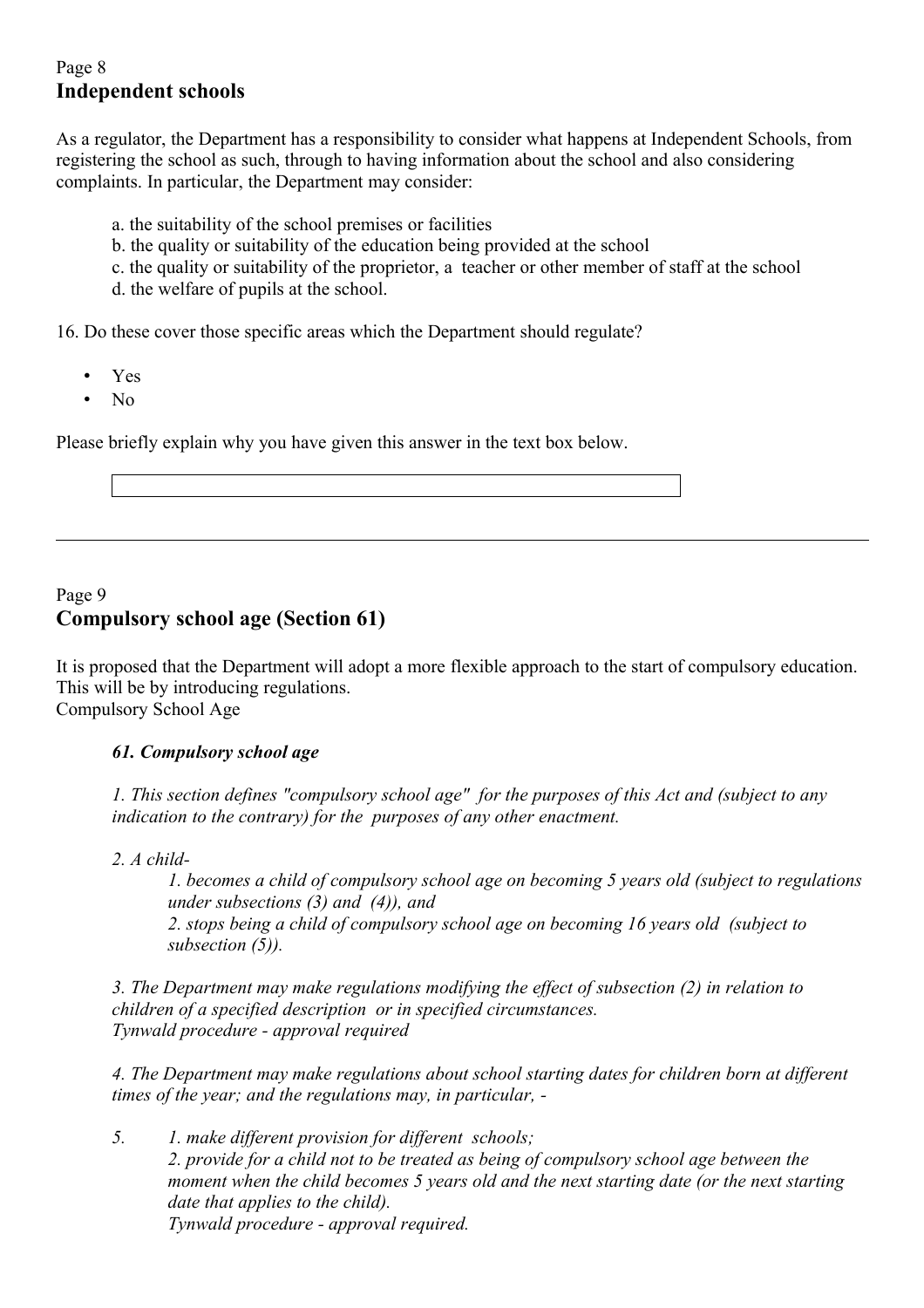Page 8

## Independent schools

As a regulator, the Department has a responsibility to consider what happens at Independent Schools, from registering the school as such, through to having information about the school and also considering complaints. In particular, the Department may consider:

- a. the suitability of the school premises or facilities
- b. the quality or suitability of the education being provided at the school
- c. the quality or suitability of the proprietor, a teacher or other member of staff at the school
- d. the welfare of pupils at the school.

16. Do these cover those specific areas which the Department should regulate?

- Yes
- No

Please briefly explain why you have given this answer in the text box below.

---

Page 9

## Compulsory school age (Section 61)

It is proposed that the Department will adopt a more flexible approach to the start of compulsory education. This will be by introducing regulations.
Compulsory School Age

***61. Compulsory school age***

*1. This section defines "compulsory school age" for the purposes of this Act and (subject to any indication to the contrary) for the purposes of any other enactment.*

*2. A child-*

*1. becomes a child of compulsory school age on becoming 5 years old (subject to regulations under subsections (3) and (4)), and*
*2. stops being a child of compulsory school age on becoming 16 years old (subject to subsection (5)).*

*3. The Department may make regulations modifying the effect of subsection (2) in relation to children of a specified description or in specified circumstances.*
*Tynwald procedure - approval required*

*4. The Department may make regulations about school starting dates for children born at different times of the year; and the regulations may, in particular, -*

*5. 1. make different provision for different schools;*
*2. provide for a child not to be treated as being of compulsory school age between the moment when the child becomes 5 years old and the next starting date (or the next starting date that applies to the child).*
*Tynwald procedure - approval required.*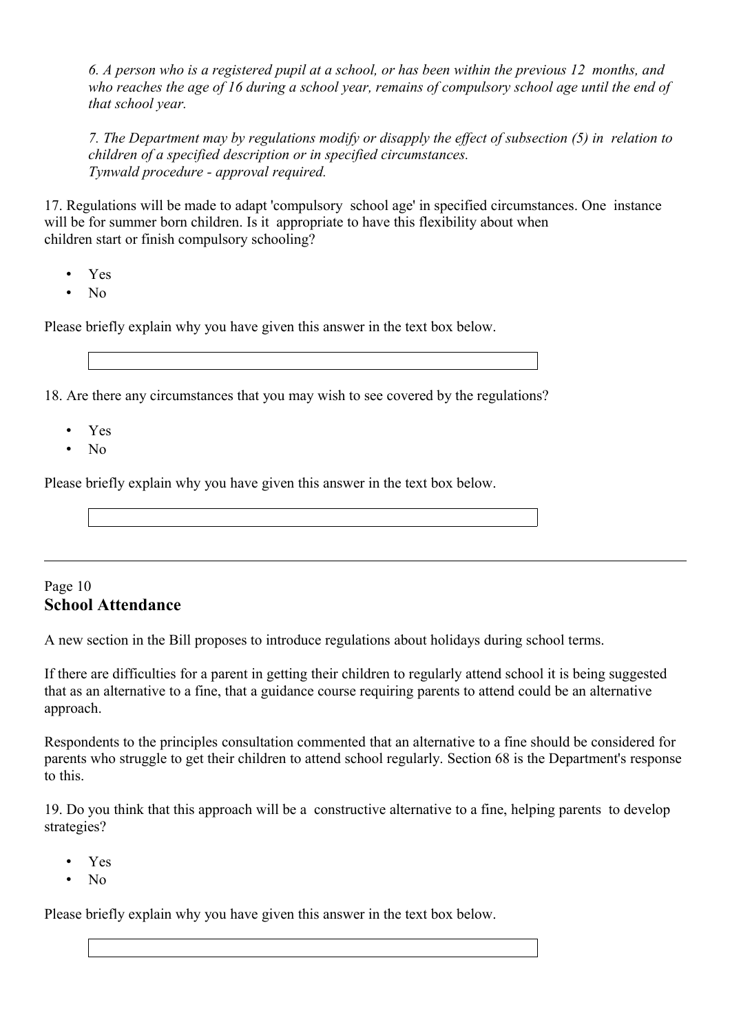*6. A person who is a registered pupil at a school, or has been within the previous 12 months, and who reaches the age of 16 during a school year, remains of compulsory school age until the end of that school year.*

*7. The Department may by regulations modify or disapply the effect of subsection (5) in relation to children of a specified description or in specified circumstances.*
*Tynwald procedure - approval required.*

17. Regulations will be made to adapt 'compulsory school age' in specified circumstances. One instance will be for summer born children. Is it appropriate to have this flexibility about when children start or finish compulsory schooling?

- Yes
- No

Please briefly explain why you have given this answer in the text box below.

18. Are there any circumstances that you may wish to see covered by the regulations?

- Yes
- No

Please briefly explain why you have given this answer in the text box below.

---

Page 10

## School Attendance

A new section in the Bill proposes to introduce regulations about holidays during school terms.

If there are difficulties for a parent in getting their children to regularly attend school it is being suggested that as an alternative to a fine, that a guidance course requiring parents to attend could be an alternative approach.

Respondents to the principles consultation commented that an alternative to a fine should be considered for parents who struggle to get their children to attend school regularly. Section 68 is the Department's response to this.

19. Do you think that this approach will be a constructive alternative to a fine, helping parents to develop strategies?

- Yes
- No

Please briefly explain why you have given this answer in the text box below.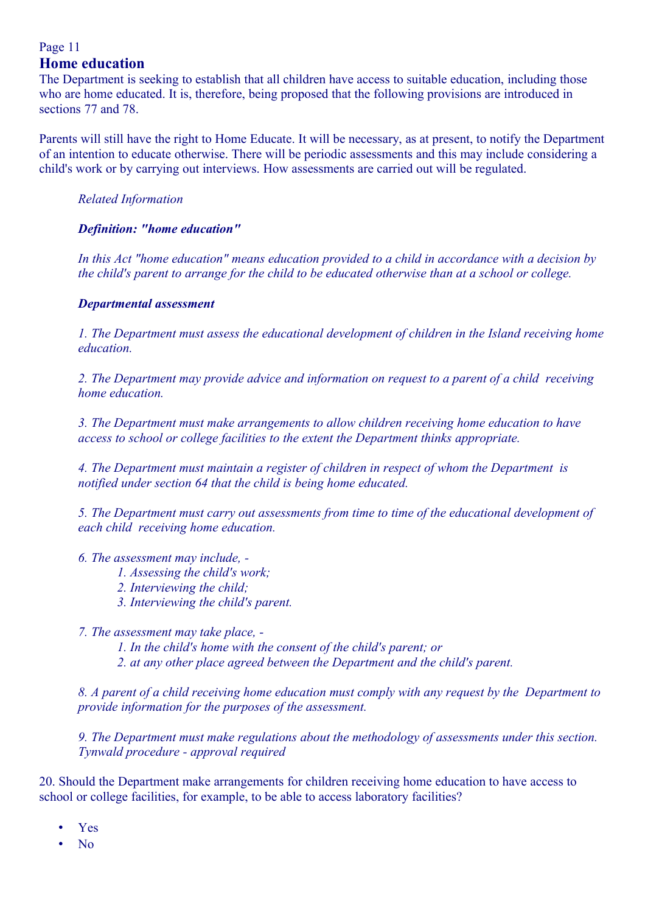## Home education

The Department is seeking to establish that all children have access to suitable education, including those who are home educated. It is, therefore, being proposed that the following provisions are introduced in sections 77 and 78.

Parents will still have the right to Home Educate. It will be necessary, as at present, to notify the Department of an intention to educate otherwise. There will be periodic assessments and this may include considering a child's work or by carrying out interviews. How assessments are carried out will be regulated.

> *Related Information*
>
> ***Definition: "home education"***
>
> *In this Act "home education" means education provided to a child in accordance with a decision by the child's parent to arrange for the child to be educated otherwise than at a school or college.*
>
> ***Departmental assessment***
>
> *1. The Department must assess the educational development of children in the Island receiving home education.*
>
> *2. The Department may provide advice and information on request to a parent of a child receiving home education.*
>
> *3. The Department must make arrangements to allow children receiving home education to have access to school or college facilities to the extent the Department thinks appropriate.*
>
> *4. The Department must maintain a register of children in respect of whom the Department is notified under section 64 that the child is being home educated.*
>
> *5. The Department must carry out assessments from time to time of the educational development of each child receiving home education.*
>
> *6. The assessment may include, -*
> 1. *Assessing the child's work;*
> 2. *Interviewing the child;*
> 3. *Interviewing the child's parent.*
>
> *7. The assessment may take place, -*
> 1. *In the child's home with the consent of the child's parent; or*
> 2. *at any other place agreed between the Department and the child's parent.*
>
> *8. A parent of a child receiving home education must comply with any request by the Department to provide information for the purposes of the assessment.*
>
> *9. The Department must make regulations about the methodology of assessments under this section. Tynwald procedure - approval required*

20. Should the Department make arrangements for children receiving home education to have access to school or college facilities, for example, to be able to access laboratory facilities?

- Yes
- No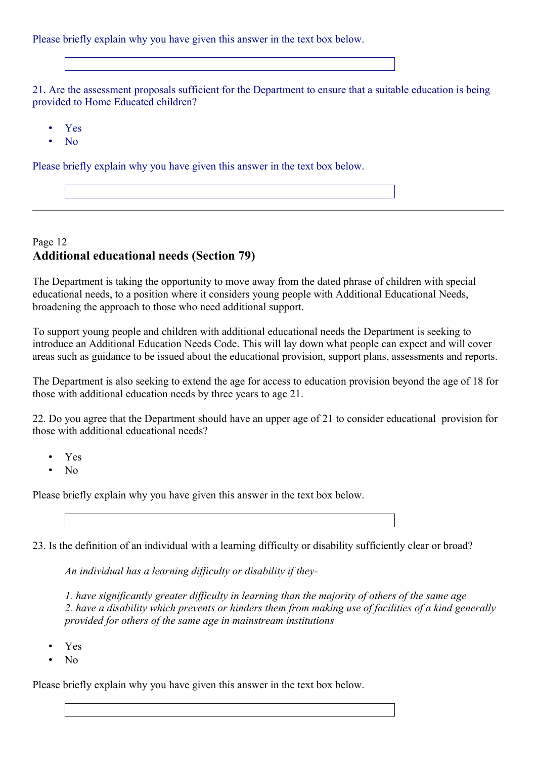Please briefly explain why you have given this answer in the text box below.

21. Are the assessment proposals sufficient for the Department to ensure that a suitable education is being provided to Home Educated children?

- Yes
- No

Please briefly explain why you have given this answer in the text box below.

---

Page 12

## Additional educational needs (Section 79)

The Department is taking the opportunity to move away from the dated phrase of children with special educational needs, to a position where it considers young people with Additional Educational Needs, broadening the approach to those who need additional support.

To support young people and children with additional educational needs the Department is seeking to introduce an Additional Education Needs Code. This will lay down what people can expect and will cover areas such as guidance to be issued about the educational provision, support plans, assessments and reports.

The Department is also seeking to extend the age for access to education provision beyond the age of 18 for those with additional education needs by three years to age 21.

22. Do you agree that the Department should have an upper age of 21 to consider educational provision for those with additional educational needs?

- Yes
- No

Please briefly explain why you have given this answer in the text box below.

23. Is the definition of an individual with a learning difficulty or disability sufficiently clear or broad?

*An individual has a learning difficulty or disability if they-*

*1. have significantly greater difficulty in learning than the majority of others of the same age*
*2. have a disability which prevents or hinders them from making use of facilities of a kind generally provided for others of the same age in mainstream institutions*

- Yes
- No

Please briefly explain why you have given this answer in the text box below.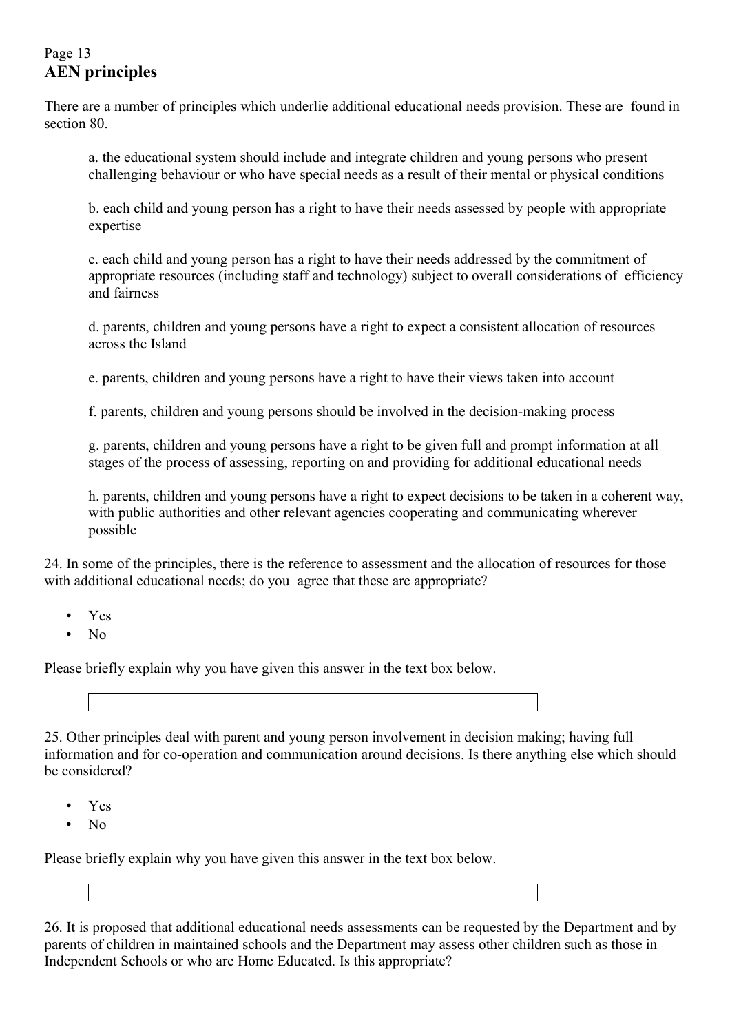## AEN principles

There are a number of principles which underlie additional educational needs provision. These are found in section 80.

a. the educational system should include and integrate children and young persons who present challenging behaviour or who have special needs as a result of their mental or physical conditions

b. each child and young person has a right to have their needs assessed by people with appropriate expertise

c. each child and young person has a right to have their needs addressed by the commitment of appropriate resources (including staff and technology) subject to overall considerations of efficiency and fairness

d. parents, children and young persons have a right to expect a consistent allocation of resources across the Island

e. parents, children and young persons have a right to have their views taken into account

f. parents, children and young persons should be involved in the decision-making process

g. parents, children and young persons have a right to be given full and prompt information at all stages of the process of assessing, reporting on and providing for additional educational needs

h. parents, children and young persons have a right to expect decisions to be taken in a coherent way, with public authorities and other relevant agencies cooperating and communicating wherever possible

24. In some of the principles, there is the reference to assessment and the allocation of resources for those with additional educational needs; do you agree that these are appropriate?

- Yes
- No

Please briefly explain why you have given this answer in the text box below.

25. Other principles deal with parent and young person involvement in decision making; having full information and for co-operation and communication around decisions. Is there anything else which should be considered?

- Yes
- No

Please briefly explain why you have given this answer in the text box below.

26. It is proposed that additional educational needs assessments can be requested by the Department and by parents of children in maintained schools and the Department may assess other children such as those in Independent Schools or who are Home Educated. Is this appropriate?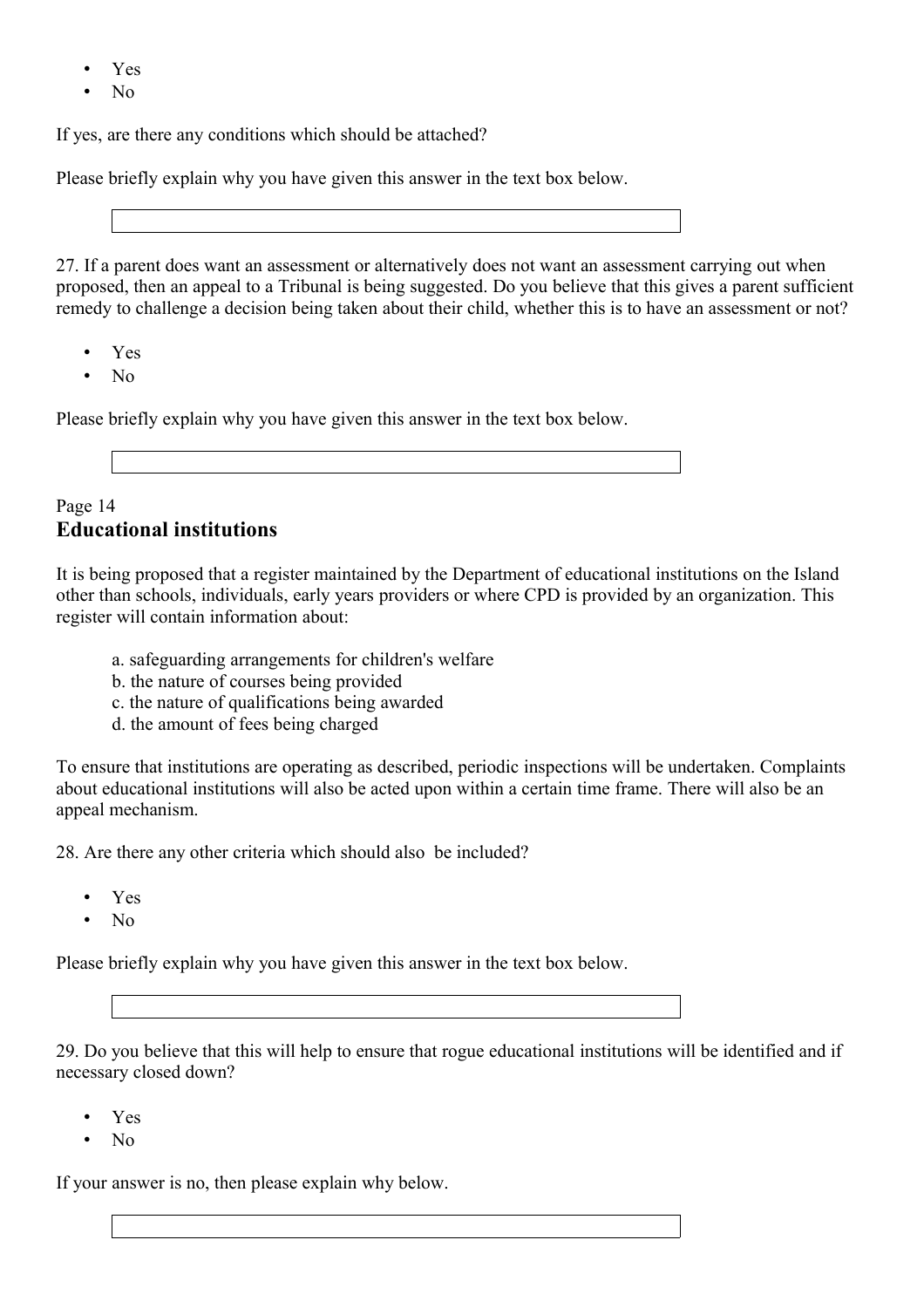- Yes
- No

If yes, are there any conditions which should be attached?

Please briefly explain why you have given this answer in the text box below.

27. If a parent does want an assessment or alternatively does not want an assessment carrying out when proposed, then an appeal to a Tribunal is being suggested. Do you believe that this gives a parent sufficient remedy to challenge a decision being taken about their child, whether this is to have an assessment or not?

- Yes
- No

Please briefly explain why you have given this answer in the text box below.

Page 14

## Educational institutions

It is being proposed that a register maintained by the Department of educational institutions on the Island other than schools, individuals, early years providers or where CPD is provided by an organization. This register will contain information about:

a. safeguarding arrangements for children's welfare
b. the nature of courses being provided
c. the nature of qualifications being awarded
d. the amount of fees being charged

To ensure that institutions are operating as described, periodic inspections will be undertaken. Complaints about educational institutions will also be acted upon within a certain time frame. There will also be an appeal mechanism.

28. Are there any other criteria which should also be included?

- Yes
- No

Please briefly explain why you have given this answer in the text box below.

29. Do you believe that this will help to ensure that rogue educational institutions will be identified and if necessary closed down?

- Yes
- No

If your answer is no, then please explain why below.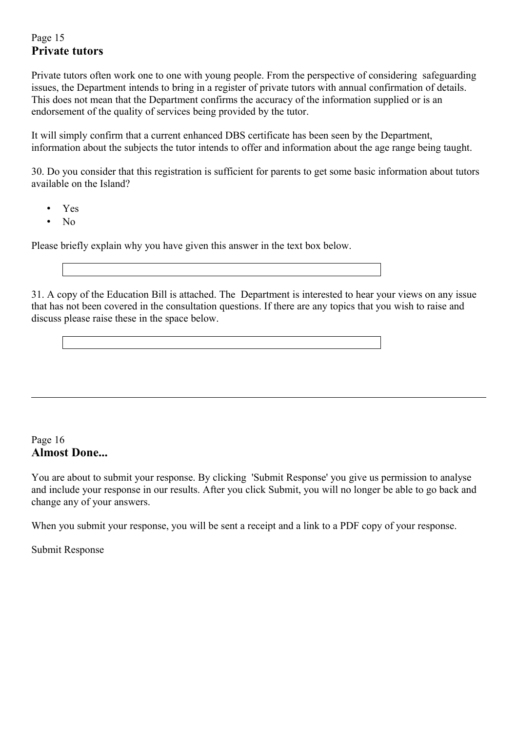Page 15

## Private tutors

Private tutors often work one to one with young people. From the perspective of considering safeguarding issues, the Department intends to bring in a register of private tutors with annual confirmation of details. This does not mean that the Department confirms the accuracy of the information supplied or is an endorsement of the quality of services being provided by the tutor.

It will simply confirm that a current enhanced DBS certificate has been seen by the Department, information about the subjects the tutor intends to offer and information about the age range being taught.

30. Do you consider that this registration is sufficient for parents to get some basic information about tutors available on the Island?

- Yes
- No

Please briefly explain why you have given this answer in the text box below.

31. A copy of the Education Bill is attached. The Department is interested to hear your views on any issue that has not been covered in the consultation questions. If there are any topics that you wish to raise and discuss please raise these in the space below.

---

Page 16

## Almost Done...

You are about to submit your response. By clicking 'Submit Response' you give us permission to analyse and include your response in our results. After you click Submit, you will no longer be able to go back and change any of your answers.

When you submit your response, you will be sent a receipt and a link to a PDF copy of your response.

Submit Response